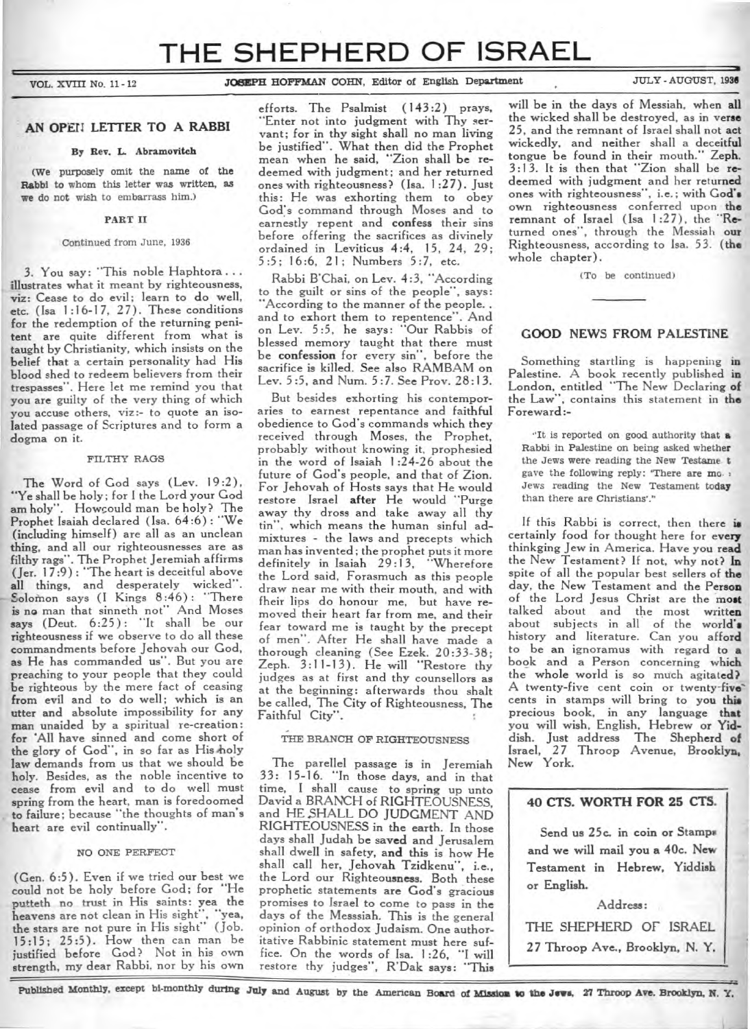# THE SHEPHERD OF ISRAEL

VOL. XVIII No. 11-12 — JOSEPH HOFFMAN COHN, Editor of English Department — JULY-AUGUST, 1936

## AN OPEN LETTER TO A RABBI

**By Rev. L. Abramovitch**

(We purposely omit the name of the Rabbi to whom this letter was written, as we do not wish to embarrass him.)

### PART II

Continued from June, 1936

3. You say: "This noble Haphtora . . . illustrates what it meant by righteousness, viz: Cease to do evil; learn to do well, etc. (Isa 1:16-17, 27). These conditions for the redemption of the returning penitent are quite different from what is taught by Christianity, which insists on the belief that a certain personality had His blood shed to redeem believers from their trespasses". Here let me remind you that you are guilty of the very thing of which you accuse others, viz:- to quote an isolated passage of Scriptures and to form a dogma on it.

#### FILTHY RAGS

The Word of God says (Lev. 19:2), "Ye shall be holy; for I the Lord your God am holy". How could man be holy? The Prophet Isaiah declared (Isa. 64:6): "We (including himself) are all as an unclean thing, and all our righteousnesses are as filthy rags". The Prophet Jeremiah affirms (Jer. 17:9): "The heart is deceitful above all things, and desperately wicked". Solomon says (I Kings 8:46): "There is no man that sinneth not" And Moses says (Deut. 6:25): "It shall be our righteousness if we observe to do all these commandments before Jehovah our God, as He has commanded us". But you are preaching to your people that they could be righteous by the mere fact of ceasing from evil and to do well; which is an utter and absolute impossibility for any man unaided by a spiritual re-creation: for 'All have sinned and come short of the glory of God", in so far as His holy law demands from us that we should be holy. Besides, as the noble incentive to cease from evil and to do well must spring from the heart, man is foredoomed to failure; because "the thoughts of man's heart are evil continually".

#### NO ONE PERFECT

(Gen. 6:5). Even if we tried our best we could not be holy before God; for "He putteth no trust in His saints: yea the heavens are not clean in His sight", "yea, the stars are not pure in His sight" (Job. 15:15; 25:5). How then can man be justified before God? Not in his own strength, my dear Rabbi, nor by his own efforts. The Psalmist (143:2) prays, "Enter not into judgment with Thy servant; for in thy sight shall no man living be justified". What then did the Prophet mean when he said, "Zion shall be redeemed with judgment; and her returned ones with righteousness? (Isa. 1:27). Just this: He was exhorting them to obey God's command through Moses and to earnestly repent and **confess** their sins before offering the sacrifices as divinely ordained in Leviticus 4:4, 15, 24, 29; 5:5; 16:6, 21; Numbers 5:7, etc.

Rabbi B'Chai, on Lev. 4:3, "According to the guilt or sins of the people", says: "According to the manner of the people. . and to exhort them to repentence". And on Lev. 5:5, he says: "Our Rabbis of blessed memory taught that there must be **confession** for every sin", before the sacrifice is killed. See also RAMBAM on Lev. 5:5, and Num. 5:7. See Prov. 28:13.

But besides exhorting his contemporaries to earnest repentance and faithful obedience to God's commands which they received through Moses, the Prophet, probably without knowing it, prophesied in the word of Isaiah 1:24-26 about the future of God's people, and that of Zion. For Jehovah of Hosts says that He would restore Israel **after** He would "Purge away thy dross and take away all thy tin", which means the human sinful admixtures - the laws and precepts which man has invented; the prophet puts it more definitely in Isaiah 29:13, "Wherefore the Lord said, Forasmuch as this people draw near me with their mouth, and with their lips do honour me, but have removed their heart far from me, and their fear toward me is taught by the precept of men". After He shall have made a thorough cleaning (See Ezek. 20:33-38; Zeph. 3:11-13). He will "Restore thy judges as at first and thy counsellors as at the beginning: afterwards thou shalt be called, The City of Righteousness, The Faithful City".

#### THE BRANCH OF RIGHTEOUSNESS

The parellel passage is in Jeremiah 33: 15-16. "In those days, and in that time, I shall cause to spring up unto David a BRANCH of RIGHTEOUSNESS, and HE SHALL DO JUDGMENT AND RIGHTEOUSNESS in the earth. In those days shall Judah be saved and Jerusalem shall dwell in safety, and this is how He shall call her, Jehovah Tzidkenu", i.e., the Lord our Righteousness. Both these prophetic statements are God's gracious promises to Israel to come to pass in the days of the Messsiah. This is the general opinion of orthodox Judaism. One authoritative Rabbinic statement must here suffice. On the words of Isa. 1:26, "I will restore thy judges", R'Dak says: "This will be in the days of Messiah, when all the wicked shall be destroyed, as in verse 25, and the remnant of Israel shall not act wickedly, and neither shall a deceitful tongue be found in their mouth." Zeph. 3:13. It is then that "Zion shall be redeemed with judgment and her returned ones with righteousness", i.e.; with God's own righteousness conferred upon the remnant of Israel (Isa 1:27), the "Returned ones", through the Messiah our Righteousness, according to Isa. 53. (the whole chapter).

(To be continued)

## GOOD NEWS FROM PALESTINE

Something startling is happening in Palestine. A book recently published in London, entitled "The New Declaring of the Law", contains this statement in the Foreward:-

> "It is reported on good authority that a Rabbi in Palestine on being asked whether the Jews were reading the New Testament gave the following reply: 'There are more Jews reading the New Testament today than there are Christians'."

If this Rabbi is correct, then there is certainly food for thought here for every thinkging Jew in America. Have you read the New Testament? If not, why not? In spite of all the popular best sellers of the day, the New Testament and the Person of the Lord Jesus Christ are the most talked about and the most written about subjects in all of the world's history and literature. Can you afford to be an ignoramus with regard to a book and a Person concerning which the whole world is so much agitated? A twenty-five cent coin or twenty-five cents in stamps will bring to you this precious book, in any language that you will wish, English, Hebrew or Yiddish. Just address The Shepherd of Israel, 27 Throop Avenue, Brooklyn, New York.

---

**40 CTS. WORTH FOR 25 CTS.**

**Send us 25c. in coin or Stamps and we will mail you a 40c. New Testament in Hebrew, Yiddish or English.**

Address:

THE SHEPHERD OF ISRAEL
27 Throop Ave., Brooklyn, N. Y.

---

Published Monthly, except bi-monthly during July and August by the American Board of Missions to the Jews, 27 Throop Ave. Brooklyn, N. Y.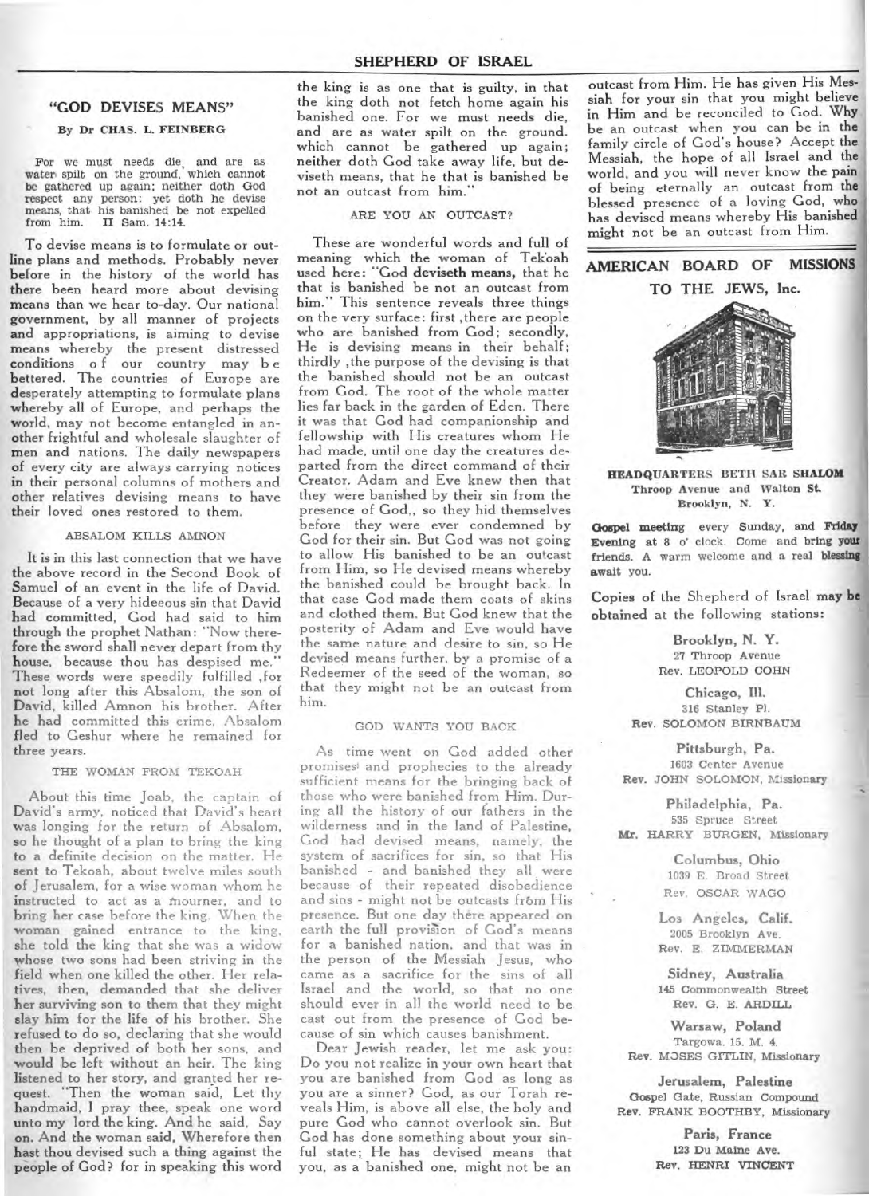## "GOD DEVISES MEANS"

**By Dr CHAS. L. FEINBERG**

For we must needs die, and are as water spilt on the ground, which cannot be gathered up again; neither doth God respect any person: yet doth he devise means, that his banished be not expelled from him. II Sam. 14:14.

To devise means is to formulate or outline plans and methods. Probably never before in the history of the world has there been heard more about devising means than we hear to-day. Our national government, by all manner of projects and appropriations, is aiming to devise means whereby the present distressed conditions of our country may be bettered. The countries of Europe are desperately attempting to formulate plans whereby all of Europe, and perhaps the world, may not become entangled in another frightful and wholesale slaughter of men and nations. The daily newspapers of every city are always carrying notices in their personal columns of mothers and other relatives devising means to have their loved ones restored to them.

### ABSALOM KILLS AMNON

It is in this last connection that we have the above record in the Second Book of Samuel of an event in the life of David. Because of a very hideous sin that David had committed, God had said to him through the prophet Nathan: "Now therefore the sword shall never depart from thy house, because thou has despised me." These words were speedily fulfilled ,for not long after this Absalom, the son of David, killed Amnon his brother. After he had committed this crime, Absalom fled to Geshur where he remained for three years.

### THE WOMAN FROM TEKOAH

About this time Joab, the captain of David's army, noticed that David's heart was longing for the return of Absalom, so he thought of a plan to bring the king to a definite decision on the matter. He sent to Tekoah, about twelve miles south of Jerusalem, for a wise woman whom he instructed to act as a mourner, and to bring her case before the king. When the woman gained entrance to the king, she told the king that she was a widow whose two sons had been striving in the field when one killed the other. Her relatives, then, demanded that she deliver her surviving son to them that they might slay him for the life of his brother. She refused to do so, declaring that she would then be deprived of both her sons, and would be left without an heir. The king listened to her story, and granted her request. "Then the woman said, Let thy handmaid, I pray thee, speak one word unto my lord the king. And he said, Say on. And the woman said, Wherefore then hast thou devised such a thing against the people of God? for in speaking this word the king is as one that is guilty, in that the king doth not fetch home again his banished one. For we must needs die, and are as water spilt on the ground, which cannot be gathered up again; neither doth God take away life, but deviseth means, that he that is banished be not an outcast from him."

### ARE YOU AN OUTCAST?

These are wonderful words and full of meaning which the woman of Tek'oah used here: "God **deviseth means,** that he that is banished be not an outcast from him." This sentence reveals three things on the very surface: first ,there are people who are banished from God; secondly, He is devising means in their behalf; thirdly ,the purpose of the devising is that the banished should not be an outcast from God. The root of the whole matter lies far back in the garden of Eden. There it was that God had companionship and fellowship with His creatures whom He had made, until one day the creatures departed from the direct command of their Creator. Adam and Eve knew then that they were banished by their sin from the presence of God,, so they hid themselves before they were ever condemned by God for their sin. But God was not going to allow His banished to be an outcast from Him, so He devised means whereby the banished could be brought back. In that case God made them coats of skins and clothed them. But God knew that the posterity of Adam and Eve would have the same nature and desire to sin, so He devised means further, by a promise of a Redeemer of the seed of the woman, so that they might not be an outcast from him.

### GOD WANTS YOU BACK

As time went on God added other promises and prophecies to the already sufficient means for the bringing back of those who were banished from Him. During all the history of our fathers in the wilderness and in the land of Palestine, God had devised means, namely, the system of sacrifices for sin, so that His banished - and banished they all were because of their repeated disobedience and sins - might not be outcasts from His presence. But one day there appeared on earth the full provision of God's means for a banished nation, and that was in the person of the Messiah Jesus, who came as a sacrifice for the sins of all Israel and the world, so that no one should ever in all the world need to be cast out from the presence of God because of sin which causes banishment.

Dear Jewish reader, let me ask you: Do you not realize in your own heart that you are banished from God as long as you are a sinner? God, as our Torah reveals Him, is above all else, the holy and pure God who cannot overlook sin. But God has done something about your sinful state; He has devised means that you, as a banished one, might not be an outcast from Him. He has given His Messiah for your sin that you might believe in Him and be reconciled to God. Why be an outcast when you can be in the family circle of God's house? Accept the Messiah, the hope of all Israel and the world, and you will never know the pain of being eternally an outcast from the blessed presence of a loving God, who has devised means whereby His banished might not be an outcast from Him.

## AMERICAN BOARD OF MISSIONS TO THE JEWS, Inc.

**HEADQUARTERS BETH SAR SHALOM**
Throop Avenue and Walton St.
Brooklyn, N. Y.

**Gospel meeting** every **Sunday**, and **Friday Evening** at 8 o' clock. Come and bring your friends. A warm welcome and a real **blessing** await you.

**Copies** of the Shepherd of Israel **may be obtained** at the following stations:

**Brooklyn, N. Y.**
27 Throop Avenue
Rev. LEOPOLD COHN

**Chicago, Ill.**
316 Stanley Pl.
Rev. SOLOMON BIRNBAUM

**Pittsburgh, Pa.**
1603 Center Avenue
Rev. JOHN SOLOMON, Missionary

**Philadelphia, Pa.**
535 Spruce Street
Mr. HARRY BURGEN, Missionary

**Columbus, Ohio**
1039 E. Broad Street
Rev. OSCAR WAGO

**Los Angeles, Calif.**
2005 Brooklyn Ave.
Rev. E. ZIMMERMAN

**Sidney, Australia**
145 Commonwealth Street
Rev. G. E. ARDILL

**Warsaw, Poland**
Targowa. 15. M. 4.
Rev. MOSES GITLIN, Missionary

**Jerusalem, Palestine**
Gospel Gate, Russian Compound
Rev. FRANK BOOTHBY, Missionary

**Paris, France**
123 Du Maine Ave.
Rev. HENRI VINCENT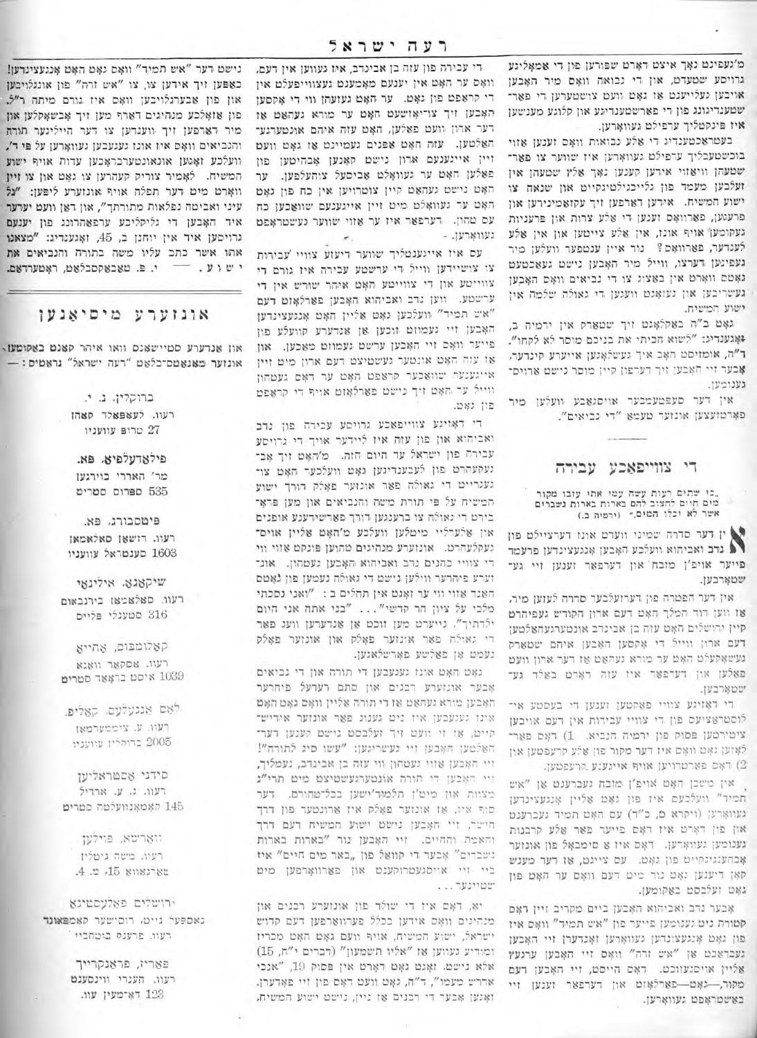מ'געפינט נאך איצט דארט שפורען פון די אמאליגע גרויסע שטעדט, און די נבואה וואס מיר האבען איבען געלייענט איז גאט ווער צושטערען די פאר־שטענדיגונג פון די פארשטענדיגע און קלוגע מענשען איז פינקטליך ערפילט געווארען.

בעטראכטענדיג די אלע נבואות וואס זענען אזוי בוכשטעבליך ערפילט געווארען איז ווינדער צו פאר־שטעהן וויאזוי אידען קענען נאך אלץ שטעהן אין זעלבען מעמד פון גלייכגילטיגקייט און שנאה צו ישוע המשיח. אידען דארפען זיך עקזאמינירען און פרעגען, פארוואס זענען די אלע צרות און פרעגן געקומען אויף אונז, אין אלע צייטען און אין אלע לענדער, פארוואס? נור איין ענטפער ווענט מיר געפינען דערצו, ווייל מיר האבען נישט געאכטעט גאטס ווארט אין באצוג צו די נביאים וואס האבען געשריבען און געזאגט וועגען דער גאולה שלמה און ישוע המשיח.

גאט ב"ה באקלאגט זיך שטארק אין ירמיה ב, זאגענדיג: "לשוא הכיתי את בניכם מוסר לא לקחו". ד"ה, אומזיסט האב איך געשלאגען אייערע קינדער, אבער זיי האבען זיך דערפון קיין מוסר נישט ארויס־גענומען.

אין דער סעפטעמבער אויסגאבע וועלען מיר פארזעצען אונזער טעמא "די נביאים".

## די צווייפאכע עבירה

„כי שתים רעות עשה עמי אתי עזבו מקור מים חיים לחצוב להם בארות בארות נשברים אשר לא יכלו המים." (ירמיה ב.)

אין דער סדרה שמיני ווערט אונז דערציילט פון נדב ואביהוא וועלכע האבען אנגעצינדען פרעמד פייער אויפ'ן מזבח און דערפאר זענען זיי גע־שטארבען.

אין דער הפטרה פון דערזעלבער סדרה לעזען מיר, אז ווען דוד המלך האט דעם ארון הקודש געפיהרט קיין ירושלים האט עזה בן אבינדב אונטערגעהאלטען דעם ארון ווייל די אקסען האבען איהם אזוי שטארק געשאקעלט האט ער מורא געהאט אז דער ארון וועט פאלען און דערפאר איז עזה דארט באלד גע־שטארבען.

די דאזיגע צוויי פאקטען זענען די בעסטע איר־לוסטראציעס פון די צוויי עבירות אין דעם אויבען ציטירטען פסוק פון ירמיה הנביא. 1) דאס פאר־לאזען גאט וואס איז דער מקור פון אלע קרעפטען און 2) דאס פארטרויען אויף אייגענע קרעפטען.

אין משכן האט אויפ'ן מזבח געברענט "איש תמיד" וועלכעס איז פון גאט אליין אנגעצינדען געווארען (ויקרא ט, כ"ד) עס האט תמיד געברענט און פון דארט איז דאס פייער פאר אלע קרבנות גענומען געווארען. דאס איז א סימבאל פון אונזער אבהענגיגקייט פון גאט. עס צייגט, אז דער מענש קען ניצען גאט נור מיט דעם וואס ער האט פון גאט זעלבסט באקומען.

אבער נדב ואביהוא האבען ביים מקריב זיין דאס קטורת נים גענומען פייער פון "איש תמיד" וואס איז פון גאט אנגעצונדען געווארען און אנדערן זיי האבען געבראכט אן "איש זרה" וואס זיי האבען ערגעץ אליין אויסגעזוכט. דאס הייסט, זיי האבען דעם מקור, — גאט — פארלאזט און דערפאר זענען זיי באשטראפט געווארען.

די עבירה פון עזה בן אבינדב, איז געווען אין דעם, וואס ער האט אין יענעם מאמענט געצווייפעלט אין די קראפט פון גאט. ער האט געזעהן ווי די אקסען האבען זיך צוריקגעשלאגען האט ער מורא געהאט אז דער ארון וועט פאלען, האט עזה איהם אונטערגע־האלטען. עזה האט אפנים געמיינט אז גאט וועט זיין איינענעם ארון נישט קענען אבהיטען פון פאלען האט ער געוואלט אביסעל צוהעלפען. ער האט נישט געהאט קיין צוטרויען אין כח פון גאט, האט ער געוואלט מיט זיין איינענעם שוואכען כח עס טוהן. דערפאר איז ער אזוי שווער געשטראפט געווארען.

עס איז אייגענטליך שווער דיעזע צוויי עבירות צו צושיידען ווייל די ערשטע עבירה איז גורם די צווייטע און די צווייטע האט איהר שורש אין די ערשטע. ווען נדב ואביהוא האבען פארלאזט דעם "איש תמיד" וועלכען גאט אליין האט אנגעצינדען האבען זיי געמוזט זוכען אן אנדערע קוועלע פון פייער וואס זיי האבען ערשט געמוזט מאכען. און אז עזה האט אונטער געשטיצט דעם ארון מיט זיין איינענער שוואכער קראפט האט ער דאס געטהון ווייל ער האט זיך נישט פארלאזט אויף די קראפט פון גאט.

די דאזיגע צווייפאכע גרויסע עבירה פון נדב ואביהוא און פון עזה איז ליידער אויך די גרויסע עבירה פון ישראל עד היום הזה. מ'האט זיך אב־געקעהרט פון לעבעדיגען גאט וועלכער האט צו־געגרייט די גאולה פאר אונזער פאלק דורך ישוע המשיח על פי תורת משה והנביאים און מען פרא־בירט די גאולה צו ברענגען דורך פארשידענע אופנים און אלערליי מיטלען וועלכע מ'האט אליין אויס־געקלערט. אונזערע מנהיגים טהוען פונקט אזוי ווי די צוויי כהנים נדב ואביהוא האבען געטהון. אונ־זערע פיהרער ווילען נישט די גאולה נעמען פון גאטס האנד אזוי ווי דוד זאגט אין תהלים ב: "ואני נסכתי מלכי על ציון הר קדשי"... "בני אתה אני היום ילדתיך". נייערט מען זוכט אן אנדערען וועג פאר די גאולה פאר אונזער פאלק און אונזער פאלק נעמט אן פאלשע פארשלאגען.

גאט האט אונז געגעבען די תורה און די נביאים אבער אונזערע רבנים און סתם רעדעל פיהרער האבען מורא געהאט אז די תורה אליין וואס גאט האט אונז געגעבען איז נים גענוג פאר אונזער אידיש־קייט, אז זי וועט זיך זעלבסט נישט קענען דער־האלטען האבען זיי געשריגען: "עשו סיג לתורה"! זיי האבען אזוי געטהון ווי עזה בן אבינדב, נעמליך, זיי האבען די תורה אונטערגעשטיצט מיט תרי"ג מצוות און מיט'ן תלמוד'ישען בבל־טהורים. דער סוף איז, אז אונזער פאלק איז ארונטער פון דרך החיים, זיי האבען נישט ישוע המשיח דעם דרך והאמת והחיים. זיי האבען נור "בארות בארות נשברים" אבער די קוואל פון „באר מים חיים" איז ביי זיי אויסגעטריקענט און פארווארפען מיט שטיינער...

יא, דאס איז די שולד פון אונזערע רבנים און מנהיגים וואס אידען בכלל פערווארפען דעם קדוש ישראל, ישוע המשיח, אויף וועם גאט האט מכריז ומודיע געווען אז "אליו תשמעון" (דברים י"ח, 15) אלא נישט, זאגט גאט דארט אין פסוק 19, "אנכי אדרש מעמו", ד"ה, גאט וועט דאס פון זיי פאדערן. זאגען אבער די רבנים אז ניין, נישט ישוע המשיח, נישט דער "איש תמיד" וואס גאט האט אנגעצינדען! כאפען זיך אידען צו, צו "איש זרה" פון אונגלויבען און פון אבערגלויבען וואס איז גורם מיתה ר"ל. פון אזאלכע מנהיגים דארף מען זיך אבשאקלען און מיר דארפען זיך ווענדען צו דער הייליגער תורה והנביאים וואס איז אונז געגעבען געווארען על פי ד', וועלכע זאגען אונזער אונטערבראכען עדות אויף ישוע המשיח. לאמיר צוריק קעהרען צו גאט און צו זיין ווארט מיט דער תפלה אויף אונזערע ליפען: "גל עיני ואביטה נפלאות מתורתך", און דאן וועט יעדער איד האבען די גליקליכע ערפאהרונג פון יענעם גרויסען איד אין יוחנן א, 45, זאגענדיג: "מצאנו אתו אשר כתב עליו משה בתורה והנביאים את ישוע. — י. פ. טאבאקסבלאט, ראטערדאם.

## אונזערע מיסיאנען

און אנדערע סטיישאנס וואו איהר קענט באקומען אונזער מאנאטס־בלאט "רעה ישראל" גראטיס: —

**ברוקלין, נ. י.**
רעוו. לעאפאלד קאהן
27 טרופ עוועניו

**פילאדעלפיא, פא.**
מר' הארי בויערגן
535 ספרוס סטריט

**פיטסבורג, פא.**
רעוו. דזשאן סאלאמאן
1603 סענטראל עוועניו

**שיקאגא, אילינאי**
רעוו. סאלאמאן בירנבאום
316 סטענלי פלייס

**קאלומבוס, אהייא**
רעוו. אסקאר וואגא
1039 איסט בראד סטריט

**לאס אנגעלעס, קאליפ.**
רעוו. ע. ציממערמאן
2005 ברוקלין עוועניו

**סידני אסטראליען**
רעוו. נ. ע. ארדיל
145 קאמאנוועלטה סטריט

**ווארשא, פוילען**
רעוו. משה גיטלין
נארנאווא 15, מ. 4.

**ירושלים פאלעסטינא**
נאספער גייט, רוסישער קאמפאונד
רעוו. פרענק ביטנביי

**פאריז, פראנקרייך**
רעוו. העגרי ווינסענט
123 דא־מעין עוו.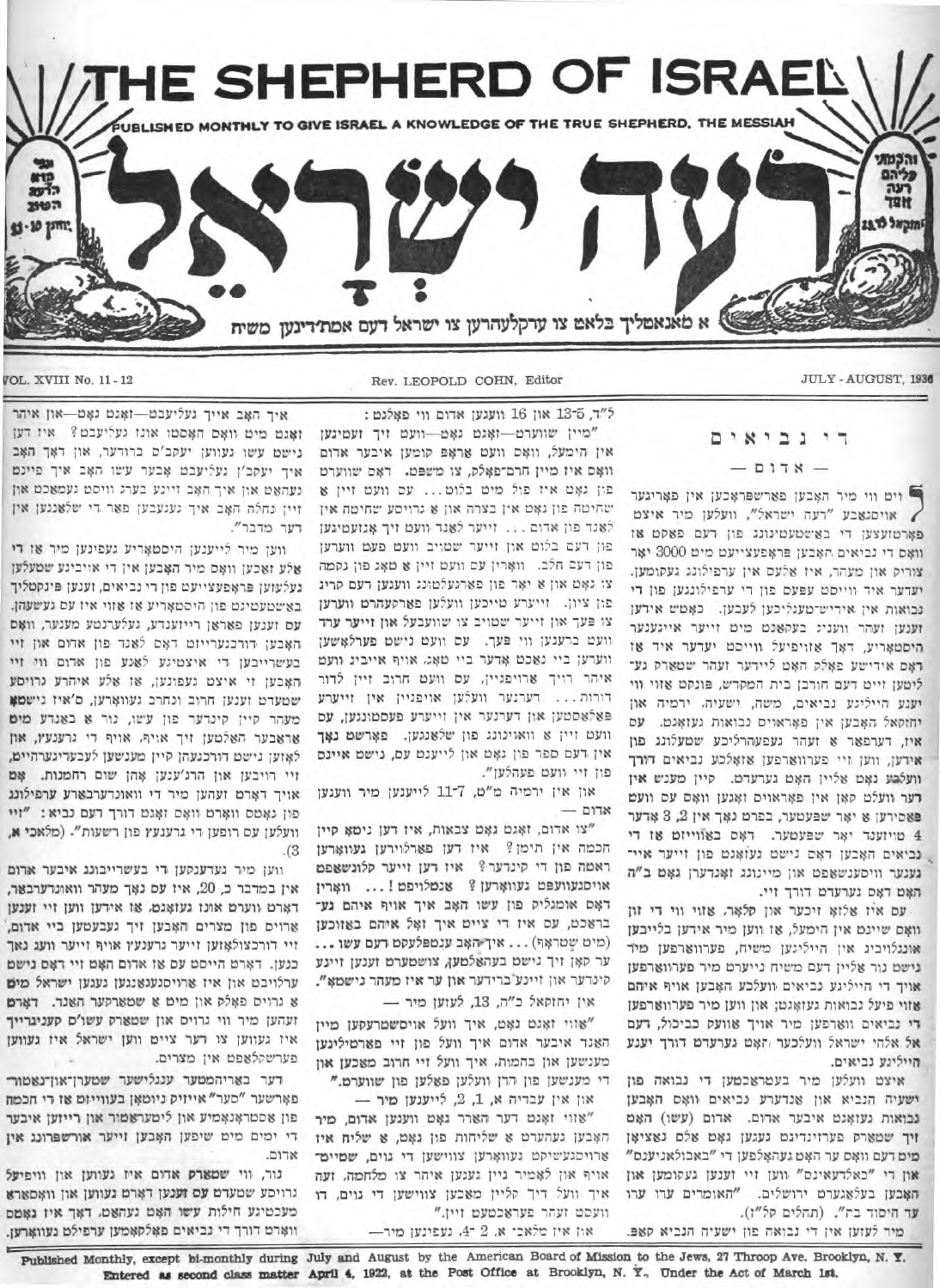# THE SHEPHERD OF ISRAEL

PUBLISHED MONTHLY TO GIVE ISRAEL A KNOWLEDGE OF THE TRUE SHEPHERD, THE MESSIAH

אני רועה הטוב — יוחנן י׳ 11

# רעה ישראל

והקמתי עליהם רעה אחד — יחזקאל ל״ד 23

א מאנאטליך בלאט צו ערקלעהרען צו ישראל דעם אמת׳דיגען משיח

VOL. XVIII No. 11-12 — Rev. LEOPOLD COHN, Editor — JULY-AUGUST, 1936

## די נביאים

### — אדום —

ביז ווי מיר האבען פערשפראכען אין פאריגער אויסגאבע "רעה ישראל", וועלען מיר איצט פארזעצען די באשטעטיגונג פון דעם פאקט אז וואס די נביאים האבען פראפעצייעט מיט 3000 יאר צוריק און מעהר, איז אלעס אין ערפילונג געקומען. יעדער איד ווייסט עפעס פון די ערפילונגען פון די נבואות אין אידיש-טעגליכען לעבען. כאטש אידען זענען זעהר ווייניג בעקאנט מיט זייער אייגענער היסטאריע, דאך אזויפיעל ווייסט יעדער איד אז דאס אידישע פאלק האט ליידער זעהר שטארק גע־ליטען זייט דעם חורבן בית המקדש, פונקט אזוי ווי יענע הייליגע נביאים, משה, ישעיה, ירמיה און יחזקאל האבען אין פאראויס נבואות געזאגט. עס איז, דערפאר א זעהר געפעהרליכע שטעלונג פון אידען, ווען זיי פערווארפען אזעלכע נביאים דורך וועלכע גאט אליין האט גערעדט. קיין מענש אין דער וועלט קען ניט פון פאראויס זאגען וואס עס וועט פאסירען אין א יאר ארום, בפרט נאך אין 2, 3 אדער 4 טויזענד יאר שפעטער. דאס באווייזט אז די נביאים האבען דאס ניט געזאגט פון זייער אייגענער וויסענשאפט און מיינונג זאנדערן גאט ב"ה האט דאס גערעדט דורך זיי.

עס איז אלזא זיכער און קלאר, אזוי ווי די זון וואס שיינט אין הימעל, אז ווען מיר אידען בלייבען אונגלויביג אין הייליגען משיח, פערווארפען מיר ניט נור אליין דעם משיח נייערט מיר פערווארפען אויך די הייליגע נביאים וועלכע האבען אויף איהם אזוי פיעל נבואות געזאגט; און ווען מיר פערווארפען די נביאים ווארפען מיר אויך אוועק כביכול, דעם אל אלהי ישראל וועלכער האט גערעדט דורך יענע הייליגע נביאים.

איצט וועלען מיר בעטראכטען די נבואה פון ישעיה הנביא און אנדערע נביאים וואס האבען נבואות געזאגט איבער אדום. אדום (עשו) האט זיך שטארק פערזינדיגט געגען גאט אלס נאציאן מיט דעם וואס ער האט געהאלפען די "באבולאניענס" און די "כאלדעאינס" ווען זיי זענען געקומען און האבען בעלאגערט ירושלים. "האומרים ערו ערו עד היסוד בה" (תהלים קל"ז).

מיר לעזען אין די נבואה פון ישעיה הנביא קאפ. ל"ד, 5-13 און 16 ווענען אדום ווי פאלגט:

"מיין שווערט—זאגט גאט—וועט זיך זעטיגען אין הימעל, וואס וועט אראפ קומען איבער אדום וואס איז מיין חרם-פאלק, צו משפט. דאס שווערט פון גאט איז פול מיט בלוט... עס וועט זיין א שחיטה פון גאט אין בצרה און א גרויסע שחיטה אין לאנד פון אדום... זייער לאנד וועט זיך אנזעטיגען פון דעם בלוט און זייער שטויב וועט פעט ווערען פון דעם חלב. ווארין עס וועט זיין א טאג פון נקמה צו גאט און א יאר פון פארגעלטונג ווענען דעם קריג פון ציון. זייערע טייכען וועלען פארקעהרט ווערען צו פעך און זייער שטויב צו שוועבעל און זייער ערד וועט ברענען ווי פעך. עס וועט ניט פערלאשען ווערען ביי נאכט אדער ביי טאג. אויף אייביג וועט איהר רויך ארויפגייען, עס וועט חרוב זיין לדור דורות... דערנער וועלען אויפגיין אין זייערע פאלאסטען און דערנער אין זייערע פעסטונגען, עס וועט זיין א וואוינונג פון שלאנגען. פארשט נאך אין דעם ספר פון גאט און לייענט עס, ניט איינס פון זיי וועט פעהלען".

און אין ירמיה מ"ט, 11-7 לייענען מיר ווענען אדום —

"צו אדום, זאגט גאט צבאות, איז דען ניטא קיין חכמה אין תימן? איז דען פארלוירען געווארען ראטה פון די קינדער? איז דען זייער קלוגשאפט אויסגעשעפט געווארען? אנטלויפט! ... ווארין דאס אומגליק פון עשו האב איך אויף איהם גע־בראכט, עס איז די צייט אז איך זאל איהם באזוכען (מיט שטראף)... איך האב אנטפלעקט פון עשו... ער קאן זיך ניט בעהאלטען, צושטערט זענען זיינע קינדער און זיינע ברידער און ער איז מעהר נישטא".

אין יחזקאל כ"ה, 13, לעזען מיר —

"אזוי זאגט גאט, איך וועל אויסשטרעקען מיין האנד איבער אדום און איך וועל פון זיי פארטילגען מענשען און בהמות, און איך וועל זיי חרוב מאכען און די מענשען פון הדן וועלען פאלען פון שווערט."

און אין עבדיה א, 1, 2, לייענען מיר —

"אזוי זאגט דער האר גאט ווענען אדום, מיר האבען געהערט א שליחות פון גאט, א שליח איז ארויסגעשיקט געווארען צווישען די גוים, שטייט אויף און לאמיר גיין געגען איהר צו מלחמה. זעה איך וועל דיך קליין מאכען צווישען די גוים, דו וועסט זעהר פעראכטעט זיין."

און אין מלאכי א. 2 - 4. געפינען מיר—

"איך האב אייך געליעבט—זאגט גאט—און איהר זאגט מיט וואס האסטו אונז געליעבט? איז דען נישט עשו געווען יעקב'ס ברודער, און דאך האב איך יעקב'ן געליעבט אבער עשו האב איך פיינט געהאט און איך האב זיינע בערג וויסט געמאכט און זיין נחלה האב איך געגעבען פאר די שלאנגען אין דער מדבר".

ווען מיר לייענען היסטאריע געפינען מיר אז די אלע זאכען וואס מיר האבען אין די איבעריגע שטעלען געלעזען פראפעצייעט פון די נביאים, זענען פינקטליך באשטעטיגט פון היסטאריע אז אזוי איז עס געשעהן. עס זענען פאראן רייזענדע, געלערנטע מענער, וואס האבען דורכגערייזט דאס לאנד פון אדום און זיי בעשרייבען די איצטיגע לאגע פון אדום ווי זיי האבען זי איצט געפונען, אז אלע איהרע גרויסע שטעדט זענען חרוב ונחרב געווארען, ס'איז נישטא מעהר קיין קינדער פון עשו, נור א באנדע מיט אראבער האלטען זיך אויף, אויף די גרענעץ, און לאזען נישט דורכגעהען קיין מענשען געגען אבערגיערהייט, זיי רויבען און הרג'ענען אהן שום רחמנות. אט אויך דארט זעהען מיר די וואונדערבארע ערפילונג פון גאטס ווארט וואס זאגט דורך דעם נביא: "זיי וועלען עם רופען די גרענעץ פון רשעות". (מלאכי א, 3).

ווען מיר געדענקען די בעשרייבונג איבער אדום אין במדבר כ, 20, איז עס נאך מעהר וואונדערבאר, דארט ווערט אונז געזאגט, אז אידען ווען זיי זענען ארויס פון מצרים האבען זיך געבעטען ביי אדום, זיי דורכצולאזען זייערע גרענעץ אויף זייער וועג נאך כנען. דארט הייסט עס אז אדום האט זיי דאס נישט ערלויבט און איז ארויסגעגאנגען געגען ישראל מיט א גרויס פאלק און מיט א שטארקער האנד. דארט זעהען מיר ווי גרויס און שטארק עשו'ס קעניגרייך איז געווען צו דער צייט ווען ישראל איז געווען פערשקלאפט אין מצרים.

דער בעריהמטער ענגלישער שטערן-און־נאטור־פארשער "סער" אייזיק ניוטאן בעוויזט אז די חכמה פון אסטראנאמיע און ליטעראטור און רייזען איבער די ימים מיט שיפען האבען זייער אורשפרונג אין אדום.

נור, ווי שטארק אדום איז געווען און וויפיעל גרויסע שטעדט עס זענען דארט געווען און וואסערא מעכטיגע חילות עשו האט געהאט, דאך איז גאטס ווארט דורך די נביאים פאלקאמען ערפילט געווארען.

Published Monthly, except bi-monthly during July and August by the American Board of Mission to the Jews, 27 Throop Ave. Brooklyn, N. Y. Entered as second class matter April 4, 1922, at the Post Office at Brooklyn, N. Y., Under the Act of March 1st.